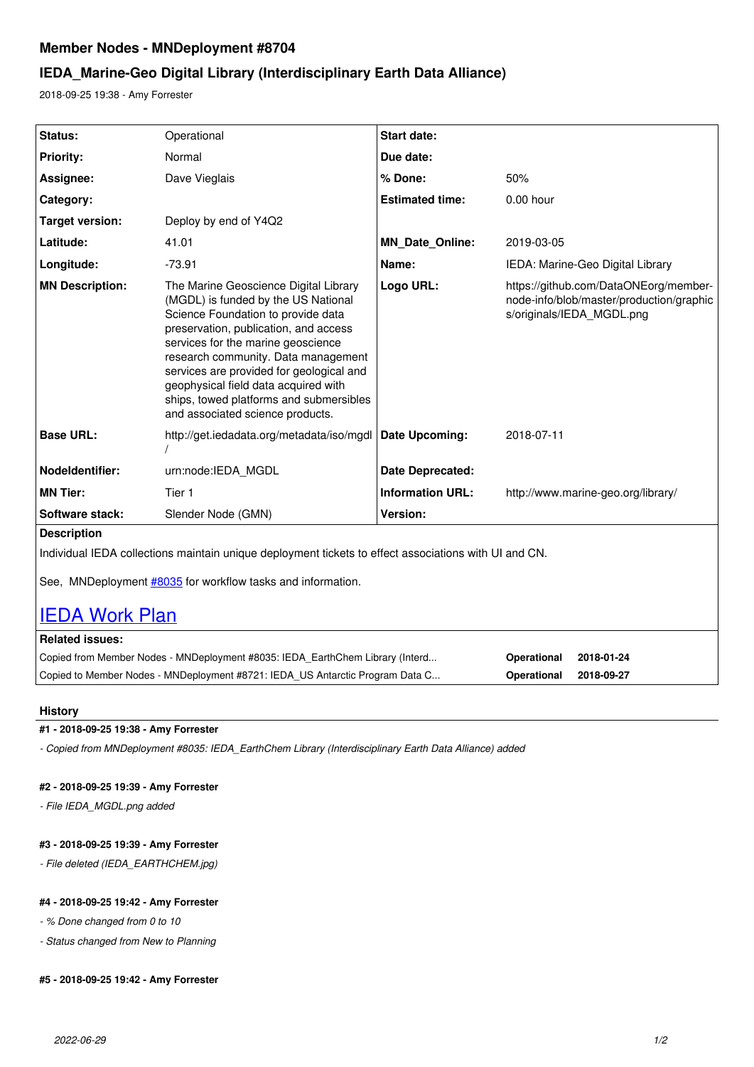# Member Nodes - MNDeployment #8704

## IEDA_Marine-Geo Digital Library (Interdisciplinary Earth Data Alliance)

2018-09-25 19:38 - Amy Forrester

| | | | |
|---|---|---|---|
| **Status:** | Operational | **Start date:** | |
| **Priority:** | Normal | **Due date:** | |
| **Assignee:** | Dave Vieglais | **% Done:** | 50% |
| **Category:** | | **Estimated time:** | 0.00 hour |
| **Target version:** | Deploy by end of Y4Q2 | | |
| **Latitude:** | 41.01 | **MN_Date_Online:** | 2019-03-05 |
| **Longitude:** | -73.91 | **Name:** | IEDA: Marine-Geo Digital Library |
| **MN Description:** | The Marine Geoscience Digital Library (MGDL) is funded by the US National Science Foundation to provide data preservation, publication, and access services for the marine geoscience research community. Data management services are provided for geological and geophysical field data acquired with ships, towed platforms and submersibles and associated science products. | **Logo URL:** | https://github.com/DataONEorg/member-node-info/blob/master/production/graphics/originals/IEDA_MGDL.png |
| **Base URL:** | http://get.iedadata.org/metadata/iso/mgdl/ | **Date Upcoming:** | 2018-07-11 |
| **NodeIdentifier:** | urn:node:IEDA_MGDL | **Date Deprecated:** | |
| **MN Tier:** | Tier 1 | **Information URL:** | http://www.marine-geo.org/library/ |
| **Software stack:** | Slender Node (GMN) | **Version:** | |

**Description**

Individual IEDA collections maintain unique deployment tickets to effect associations with UI and CN.

See, MNDeployment #8035 for workflow tasks and information.

## IEDA Work Plan

**Related issues:**

| | | |
|---|---|---|
| Copied from Member Nodes - MNDeployment #8035: IEDA_EarthChem Library (Interd... | **Operational** | **2018-01-24** |
| Copied to Member Nodes - MNDeployment #8721: IEDA_US Antarctic Program Data C... | **Operational** | **2018-09-27** |

### History

**#1 - 2018-09-25 19:38 - Amy Forrester**

*- Copied from MNDeployment #8035: IEDA_EarthChem Library (Interdisciplinary Earth Data Alliance) added*

**#2 - 2018-09-25 19:39 - Amy Forrester**

*- File IEDA_MGDL.png added*

**#3 - 2018-09-25 19:39 - Amy Forrester**

*- File deleted (IEDA_EARTHCHEM.jpg)*

**#4 - 2018-09-25 19:42 - Amy Forrester**

*- % Done changed from 0 to 10*

*- Status changed from New to Planning*

**#5 - 2018-09-25 19:42 - Amy Forrester**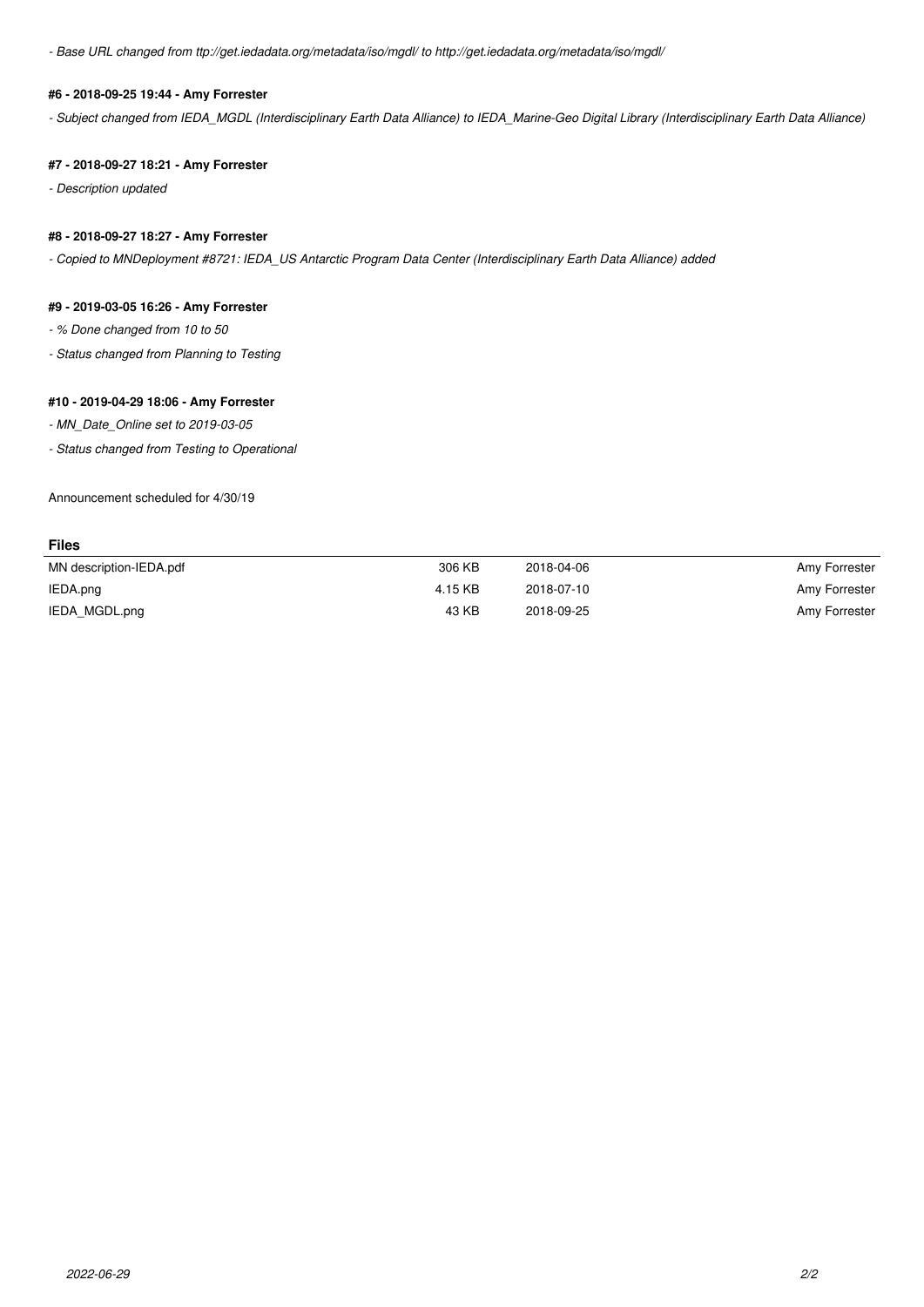*- Base URL changed from ttp://get.iedadata.org/metadata/iso/mgdl/ to http://get.iedadata.org/metadata/iso/mgdl/*

#### #6 - 2018-09-25 19:44 - Amy Forrester

*- Subject changed from IEDA_MGDL (Interdisciplinary Earth Data Alliance) to IEDA_Marine-Geo Digital Library (Interdisciplinary Earth Data Alliance)*

#### #7 - 2018-09-27 18:21 - Amy Forrester

*- Description updated*

#### #8 - 2018-09-27 18:27 - Amy Forrester

*- Copied to MNDeployment #8721: IEDA_US Antarctic Program Data Center (Interdisciplinary Earth Data Alliance) added*

#### #9 - 2019-03-05 16:26 - Amy Forrester

*- % Done changed from 10 to 50*

*- Status changed from Planning to Testing*

#### #10 - 2019-04-29 18:06 - Amy Forrester

*- MN_Date_Online set to 2019-03-05*

*- Status changed from Testing to Operational*

Announcement scheduled for 4/30/19

### Files

| | | | |
|---|---|---|---|
| MN description-IEDA.pdf | 306 KB | 2018-04-06 | Amy Forrester |
| IEDA.png | 4.15 KB | 2018-07-10 | Amy Forrester |
| IEDA_MGDL.png | 43 KB | 2018-09-25 | Amy Forrester |